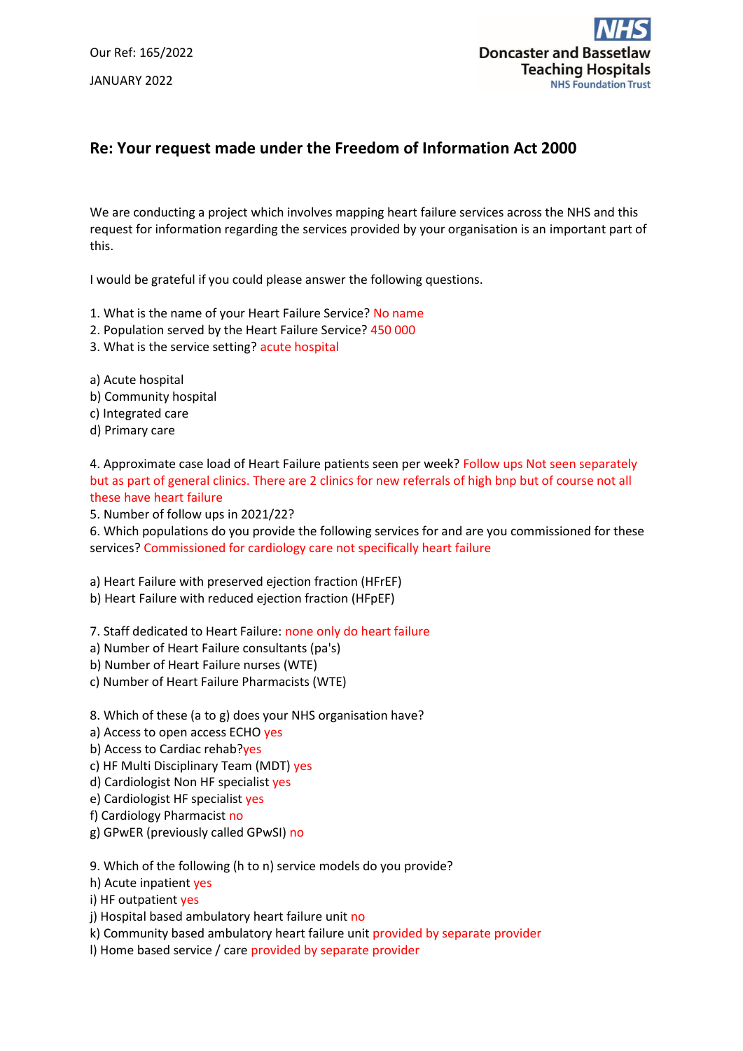Our Ref: 165/2022

JANUARY 2022

**Doncaster and Bassetlaw Teaching Hospitals**
NHS Foundation Trust

## Re: Your request made under the Freedom of Information Act 2000

We are conducting a project which involves mapping heart failure services across the NHS and this request for information regarding the services provided by your organisation is an important part of this.

I would be grateful if you could please answer the following questions.

1. What is the name of your Heart Failure Service? No name
2. Population served by the Heart Failure Service? 450 000
3. What is the service setting? acute hospital

a) Acute hospital
b) Community hospital
c) Integrated care
d) Primary care

4. Approximate case load of Heart Failure patients seen per week? Follow ups Not seen separately but as part of general clinics. There are 2 clinics for new referrals of high bnp but of course not all these have heart failure
5. Number of follow ups in 2021/22?
6. Which populations do you provide the following services for and are you commissioned for these services? Commissioned for cardiology care not specifically heart failure

a) Heart Failure with preserved ejection fraction (HFrEF)
b) Heart Failure with reduced ejection fraction (HFpEF)

7. Staff dedicated to Heart Failure: none only do heart failure
a) Number of Heart Failure consultants (pa's)
b) Number of Heart Failure nurses (WTE)
c) Number of Heart Failure Pharmacists (WTE)

8. Which of these (a to g) does your NHS organisation have?
a) Access to open access ECHO yes
b) Access to Cardiac rehab?yes
c) HF Multi Disciplinary Team (MDT) yes
d) Cardiologist Non HF specialist yes
e) Cardiologist HF specialist yes
f) Cardiology Pharmacist no
g) GPwER (previously called GPwSI) no

9. Which of the following (h to n) service models do you provide?
h) Acute inpatient yes
i) HF outpatient yes
j) Hospital based ambulatory heart failure unit no
k) Community based ambulatory heart failure unit provided by separate provider
l) Home based service / care provided by separate provider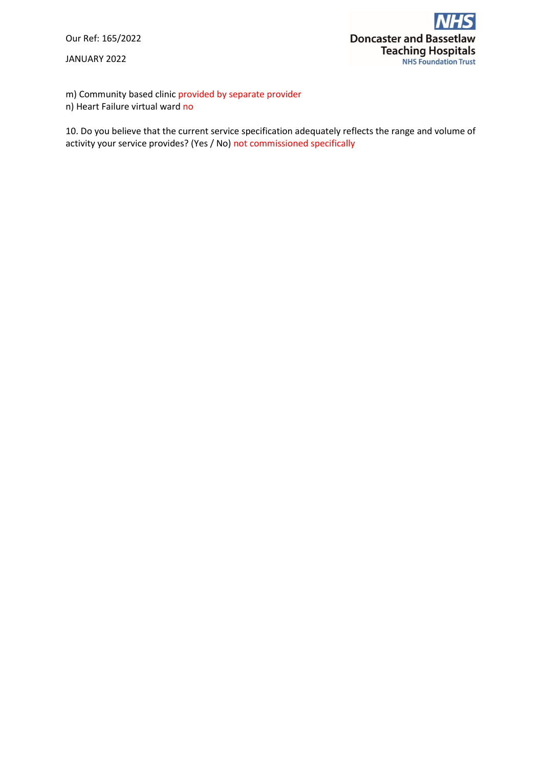m) Community based clinic provided by separate provider
n) Heart Failure virtual ward no

10. Do you believe that the current service specification adequately reflects the range and volume of activity your service provides? (Yes / No) not commissioned specifically